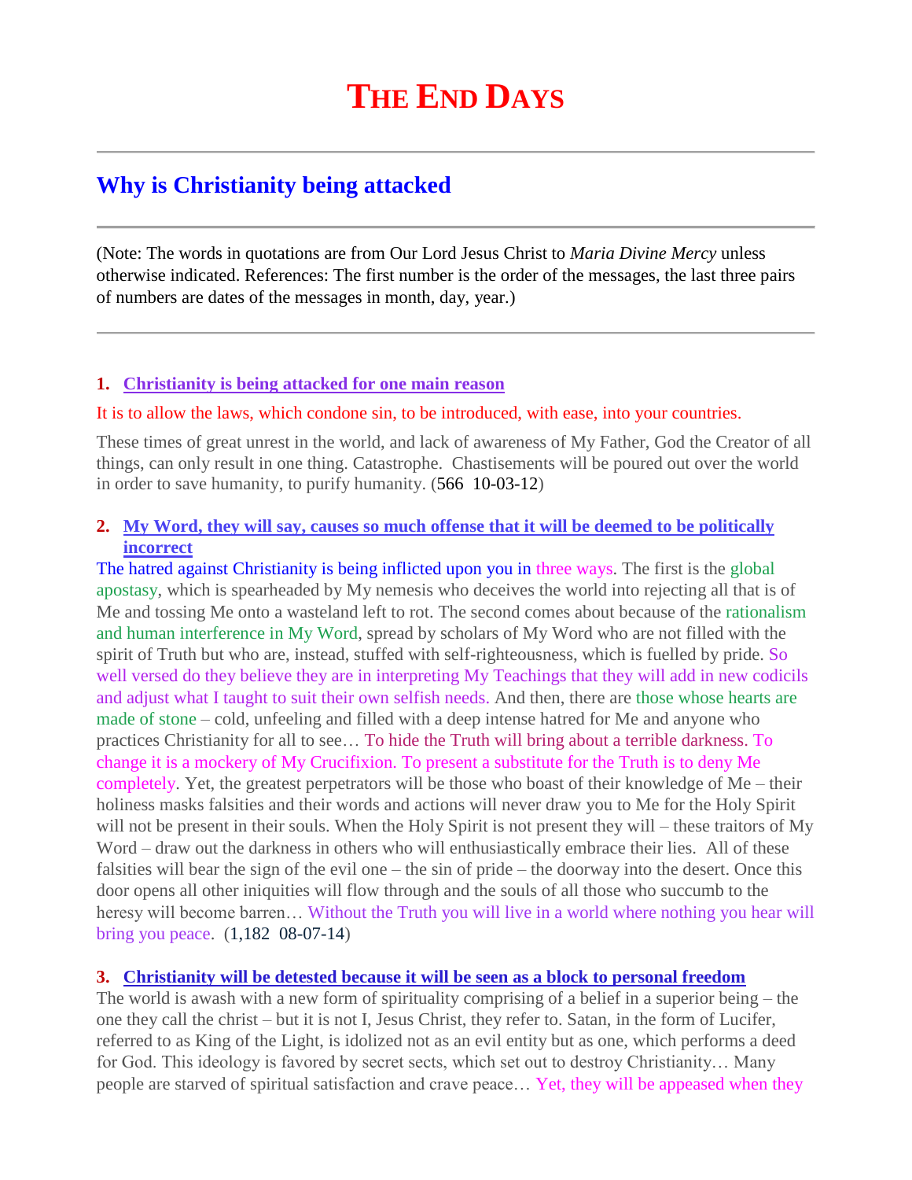# THE END DAYS

---

## Why is Christianity being attacked

---

(Note: The words in quotations are from Our Lord Jesus Christ to *Maria Divine Mercy* unless otherwise indicated. References: The first number is the order of the messages, the last three pairs of numbers are dates of the messages in month, day, year.)

---

1. **Christianity is being attacked for one main reason**

It is to allow the laws, which condone sin, to be introduced, with ease, into your countries.

These times of great unrest in the world, and lack of awareness of My Father, God the Creator of all things, can only result in one thing. Catastrophe. Chastisements will be poured out over the world in order to save humanity, to purify humanity. (566 10-03-12)

2. **My Word, they will say, causes so much offense that it will be deemed to be politically incorrect**

The hatred against Christianity is being inflicted upon you in three ways. The first is the global apostasy, which is spearheaded by My nemesis who deceives the world into rejecting all that is of Me and tossing Me onto a wasteland left to rot. The second comes about because of the rationalism and human interference in My Word, spread by scholars of My Word who are not filled with the spirit of Truth but who are, instead, stuffed with self-righteousness, which is fuelled by pride. So well versed do they believe they are in interpreting My Teachings that they will add in new codicils and adjust what I taught to suit their own selfish needs. And then, there are those whose hearts are made of stone – cold, unfeeling and filled with a deep intense hatred for Me and anyone who practices Christianity for all to see… To hide the Truth will bring about a terrible darkness. To change it is a mockery of My Crucifixion. To present a substitute for the Truth is to deny Me completely. Yet, the greatest perpetrators will be those who boast of their knowledge of Me – their holiness masks falsities and their words and actions will never draw you to Me for the Holy Spirit will not be present in their souls. When the Holy Spirit is not present they will – these traitors of My Word – draw out the darkness in others who will enthusiastically embrace their lies. All of these falsities will bear the sign of the evil one – the sin of pride – the doorway into the desert. Once this door opens all other iniquities will flow through and the souls of all those who succumb to the heresy will become barren… Without the Truth you will live in a world where nothing you hear will bring you peace. (1,182 08-07-14)

3. **Christianity will be detested because it will be seen as a block to personal freedom**

The world is awash with a new form of spirituality comprising of a belief in a superior being – the one they call the christ – but it is not I, Jesus Christ, they refer to. Satan, in the form of Lucifer, referred to as King of the Light, is idolized not as an evil entity but as one, which performs a deed for God. This ideology is favored by secret sects, which set out to destroy Christianity… Many people are starved of spiritual satisfaction and crave peace… Yet, they will be appeased when they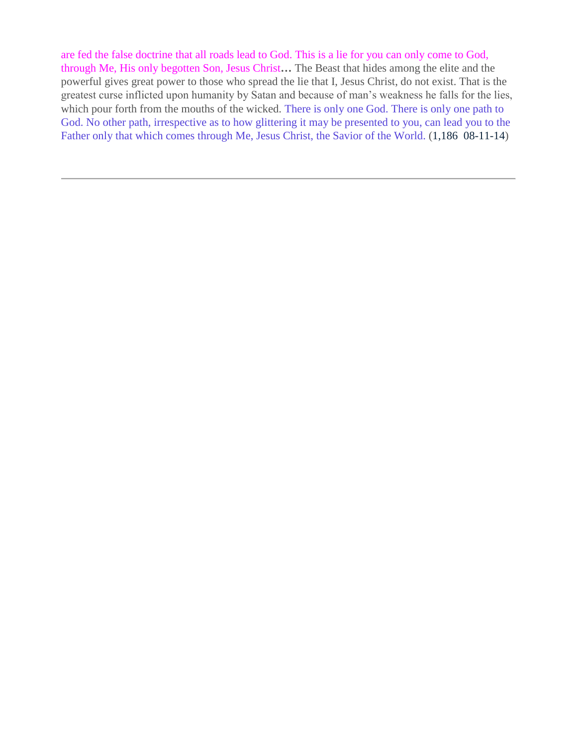are fed the false doctrine that all roads lead to God. This is a lie for you can only come to God, through Me, His only begotten Son, Jesus Christ… The Beast that hides among the elite and the powerful gives great power to those who spread the lie that I, Jesus Christ, do not exist. That is the greatest curse inflicted upon humanity by Satan and because of man's weakness he falls for the lies, which pour forth from the mouths of the wicked. There is only one God. There is only one path to God. No other path, irrespective as to how glittering it may be presented to you, can lead you to the Father only that which comes through Me, Jesus Christ, the Savior of the World. (1,186 08-11-14)

---